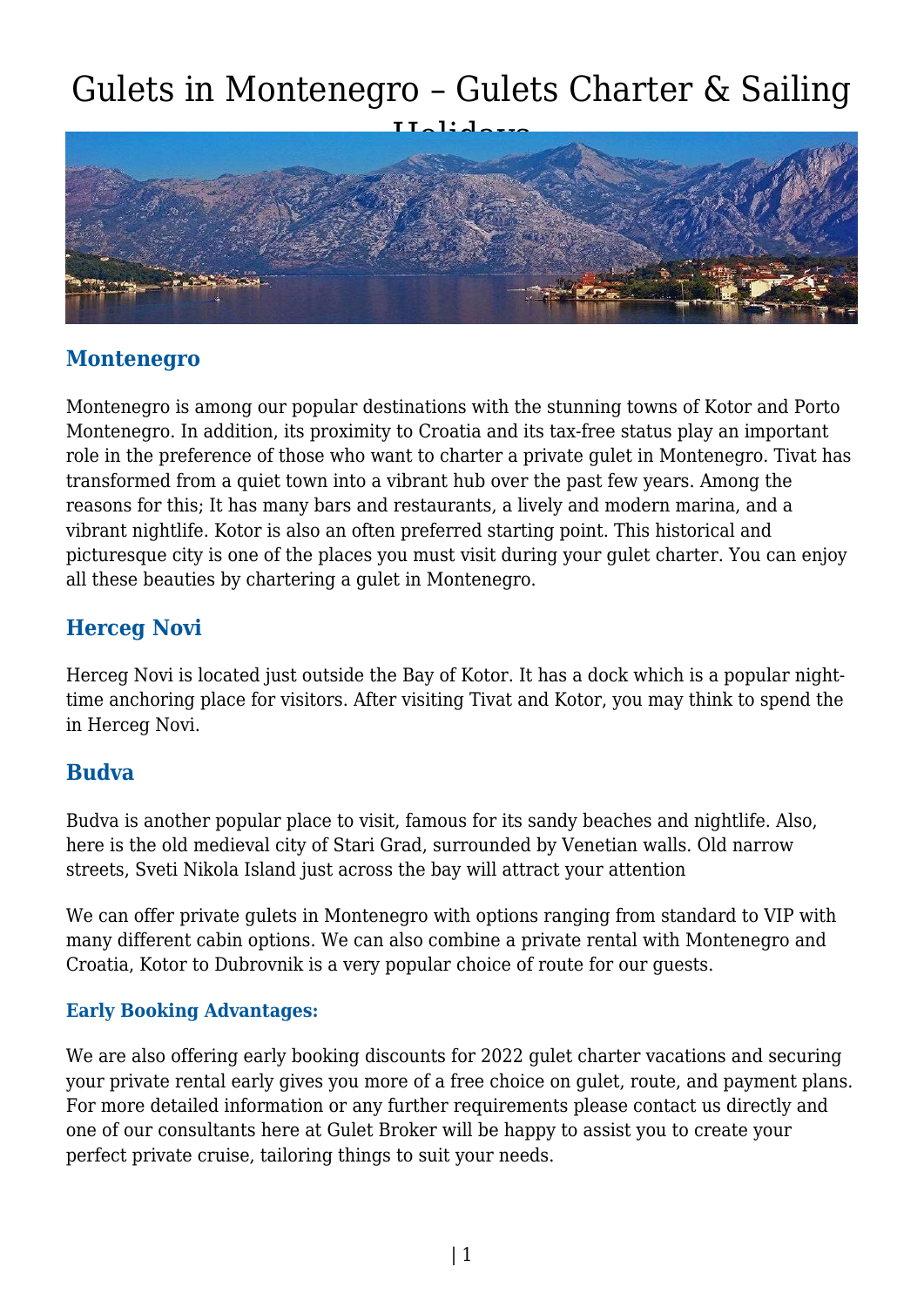# Gulets in Montenegro – Gulets Charter & Sailing Holidays

## Montenegro

Montenegro is among our popular destinations with the stunning towns of Kotor and Porto Montenegro. In addition, its proximity to Croatia and its tax-free status play an important role in the preference of those who want to charter a private gulet in Montenegro. Tivat has transformed from a quiet town into a vibrant hub over the past few years. Among the reasons for this; It has many bars and restaurants, a lively and modern marina, and a vibrant nightlife. Kotor is also an often preferred starting point. This historical and picturesque city is one of the places you must visit during your gulet charter. You can enjoy all these beauties by chartering a gulet in Montenegro.

## Herceg Novi

Herceg Novi is located just outside the Bay of Kotor. It has a dock which is a popular night-time anchoring place for visitors. After visiting Tivat and Kotor, you may think to spend the in Herceg Novi.

## Budva

Budva is another popular place to visit, famous for its sandy beaches and nightlife. Also, here is the old medieval city of Stari Grad, surrounded by Venetian walls. Old narrow streets, Sveti Nikola Island just across the bay will attract your attention

We can offer private gulets in Montenegro with options ranging from standard to VIP with many different cabin options. We can also combine a private rental with Montenegro and Croatia, Kotor to Dubrovnik is a very popular choice of route for our guests.

### Early Booking Advantages:

We are also offering early booking discounts for 2022 gulet charter vacations and securing your private rental early gives you more of a free choice on gulet, route, and payment plans. For more detailed information or any further requirements please contact us directly and one of our consultants here at Gulet Broker will be happy to assist you to create your perfect private cruise, tailoring things to suit your needs.